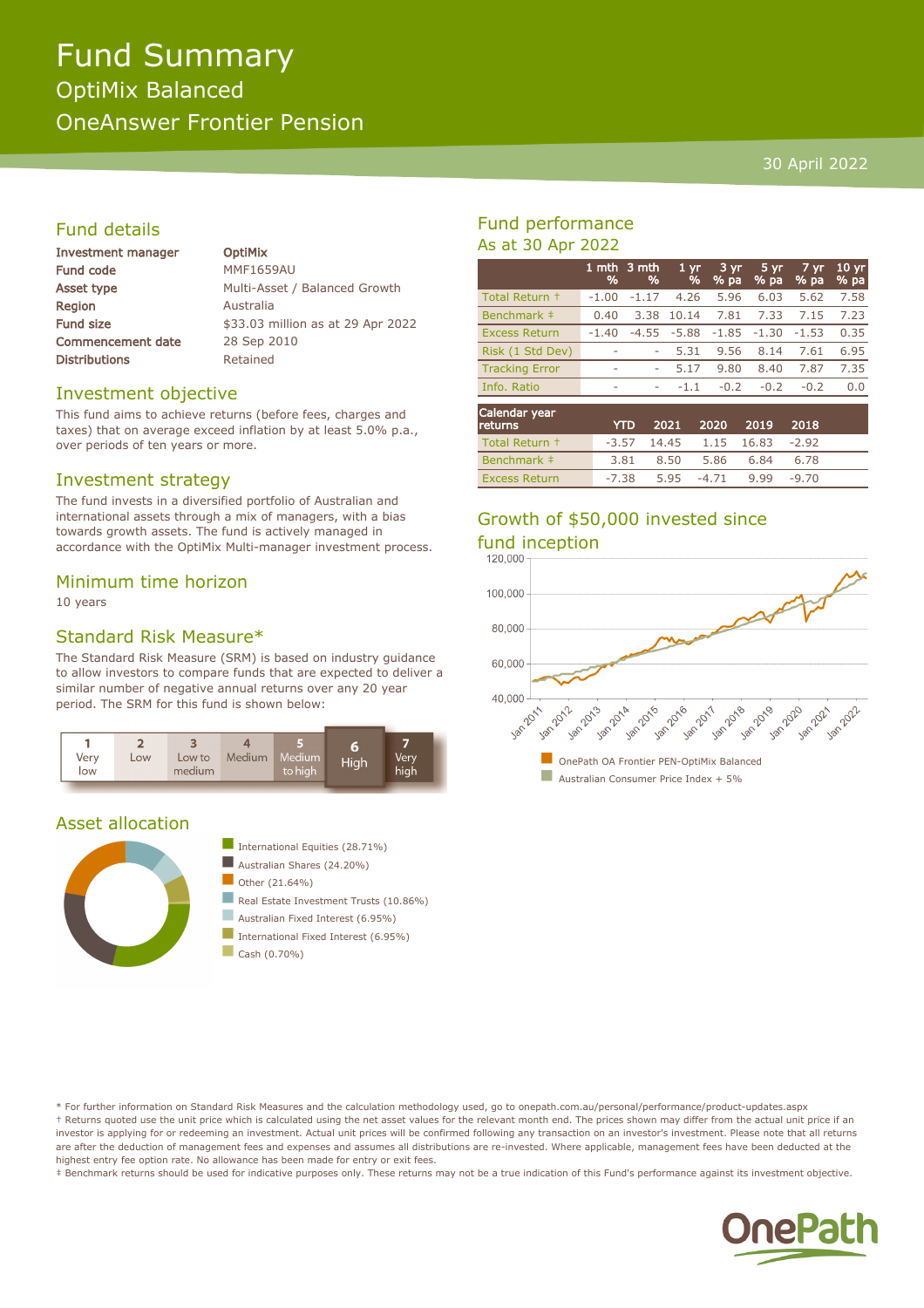# Fund Summary

## OptiMix Balanced

## OneAnswer Frontier Pension

30 April 2022

## Fund details

| | |
|---|---|
| **Investment manager** | **OptiMix** |
| **Fund code** | MMF1659AU |
| **Asset type** | Multi-Asset / Balanced Growth |
| **Region** | Australia |
| **Fund size** | $33.03 million as at 29 Apr 2022 |
| **Commencement date** | 28 Sep 2010 |
| **Distributions** | Retained |

## Investment objective

This fund aims to achieve returns (before fees, charges and taxes) that on average exceed inflation by at least 5.0% p.a., over periods of ten years or more.

## Investment strategy

The fund invests in a diversified portfolio of Australian and international assets through a mix of managers, with a bias towards growth assets. The fund is actively managed in accordance with the OptiMix Multi-manager investment process.

## Minimum time horizon

10 years

## Standard Risk Measure*

The Standard Risk Measure (SRM) is based on industry guidance to allow investors to compare funds that are expected to deliver a similar number of negative annual returns over any 20 year period. The SRM for this fund is shown below:

| 1 | 2 | 3 | 4 | 5 | **6** | 7 |
|---|---|---|---|---|---|---|
| Very low | Low | Low to medium | Medium | Medium to high | **High** | Very high |

## Asset allocation

- International Equities (28.71%)
- Australian Shares (24.20%)
- Other (21.64%)
- Real Estate Investment Trusts (10.86%)
- Australian Fixed Interest (6.95%)
- International Fixed Interest (6.95%)
- Cash (0.70%)

## Fund performance

As at 30 Apr 2022

| | 1 mth % | 3 mth % | 1 yr % | 3 yr % pa | 5 yr % pa | 7 yr % pa | 10 yr % pa |
|---|---|---|---|---|---|---|---|
| Total Return † | -1.00 | -1.17 | 4.26 | 5.96 | 6.03 | 5.62 | 7.58 |
| Benchmark ‡ | 0.40 | 3.38 | 10.14 | 7.81 | 7.33 | 7.15 | 7.23 |
| Excess Return | -1.40 | -4.55 | -5.88 | -1.85 | -1.30 | -1.53 | 0.35 |
| Risk (1 Std Dev) | - | - | 5.31 | 9.56 | 8.14 | 7.61 | 6.95 |
| Tracking Error | - | - | 5.17 | 9.80 | 8.40 | 7.87 | 7.35 |
| Info. Ratio | - | - | -1.1 | -0.2 | -0.2 | -0.2 | 0.0 |

| Calendar year returns | YTD | 2021 | 2020 | 2019 | 2018 |
|---|---|---|---|---|---|
| Total Return † | -3.57 | 14.45 | 1.15 | 16.83 | -2.92 |
| Benchmark ‡ | 3.81 | 8.50 | 5.86 | 6.84 | 6.78 |
| Excess Return | -7.38 | 5.95 | -4.71 | 9.99 | -9.70 |

## Growth of $50,000 invested since fund inception

- OnePath OA Frontier PEN-OptiMix Balanced
- Australian Consumer Price Index + 5%

* For further information on Standard Risk Measures and the calculation methodology used, go to onepath.com.au/personal/performance/product-updates.aspx

† Returns quoted use the unit price which is calculated using the net asset values for the relevant month end. The prices shown may differ from the actual unit price if an investor is applying for or redeeming an investment. Actual unit prices will be confirmed following any transaction on an investor's investment. Please note that all returns are after the deduction of management fees and expenses and assumes all distributions are re-invested. Where applicable, management fees have been deducted at the highest entry fee option rate. No allowance has been made for entry or exit fees.

‡ Benchmark returns should be used for indicative purposes only. These returns may not be a true indication of this Fund's performance against its investment objective.

OnePath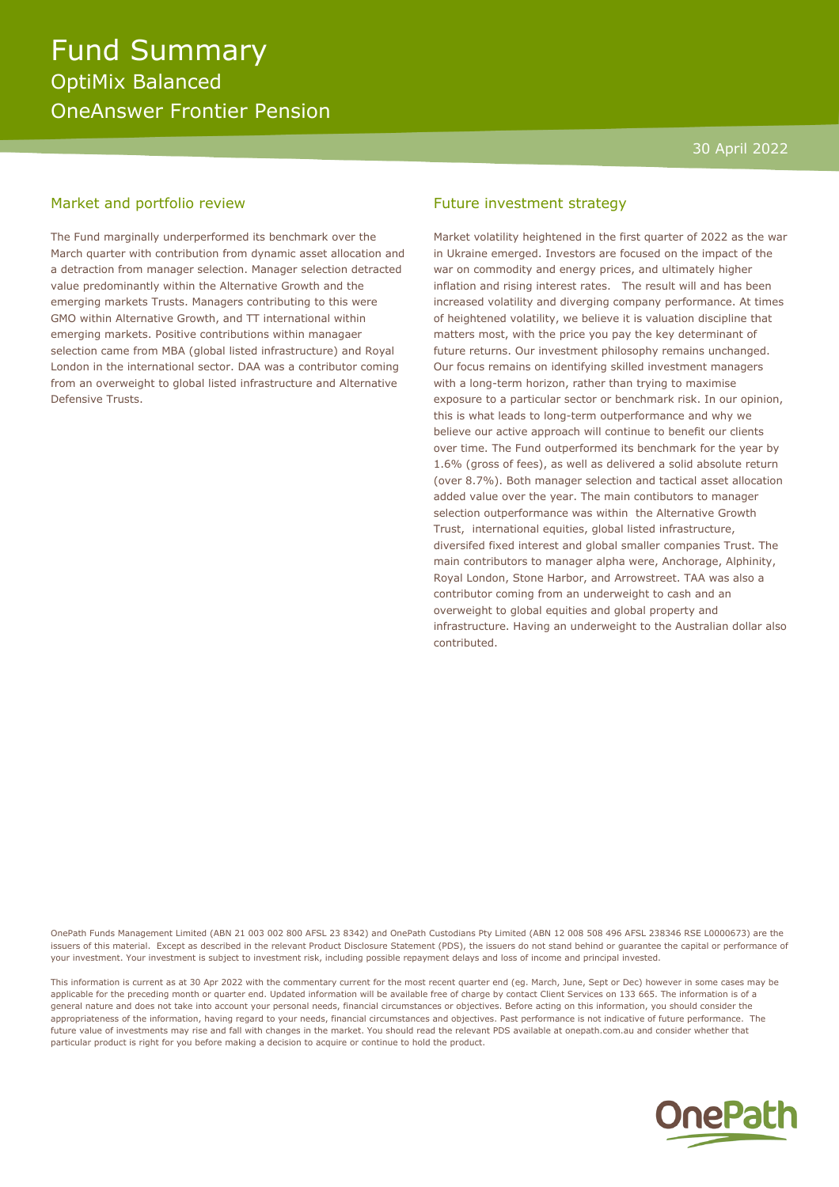# Fund Summary

## OptiMix Balanced

## OneAnswer Frontier Pension

30 April 2022

### Market and portfolio review

The Fund marginally underperformed its benchmark over the March quarter with contribution from dynamic asset allocation and a detraction from manager selection. Manager selection detracted value predominantly within the Alternative Growth and the emerging markets Trusts. Managers contributing to this were GMO within Alternative Growth, and TT international within emerging markets. Positive contributions within managaer selection came from MBA (global listed infrastructure) and Royal London in the international sector. DAA was a contributor coming from an overweight to global listed infrastructure and Alternative Defensive Trusts.

### Future investment strategy

Market volatility heightened in the first quarter of 2022 as the war in Ukraine emerged. Investors are focused on the impact of the war on commodity and energy prices, and ultimately higher inflation and rising interest rates. The result will and has been increased volatility and diverging company performance. At times of heightened volatility, we believe it is valuation discipline that matters most, with the price you pay the key determinant of future returns. Our investment philosophy remains unchanged. Our focus remains on identifying skilled investment managers with a long-term horizon, rather than trying to maximise exposure to a particular sector or benchmark risk. In our opinion, this is what leads to long-term outperformance and why we believe our active approach will continue to benefit our clients over time. The Fund outperformed its benchmark for the year by 1.6% (gross of fees), as well as delivered a solid absolute return (over 8.7%). Both manager selection and tactical asset allocation added value over the year. The main contibutors to manager selection outperformance was within the Alternative Growth Trust, international equities, global listed infrastructure, diversifed fixed interest and global smaller companies Trust. The main contributors to manager alpha were, Anchorage, Alphinity, Royal London, Stone Harbor, and Arrowstreet. TAA was also a contributor coming from an underweight to cash and an overweight to global equities and global property and infrastructure. Having an underweight to the Australian dollar also contributed.

OnePath Funds Management Limited (ABN 21 003 002 800 AFSL 23 8342) and OnePath Custodians Pty Limited (ABN 12 008 508 496 AFSL 238346 RSE L0000673) are the issuers of this material. Except as described in the relevant Product Disclosure Statement (PDS), the issuers do not stand behind or guarantee the capital or performance of your investment. Your investment is subject to investment risk, including possible repayment delays and loss of income and principal invested.

This information is current as at 30 Apr 2022 with the commentary current for the most recent quarter end (eg. March, June, Sept or Dec) however in some cases may be applicable for the preceding month or quarter end. Updated information will be available free of charge by contact Client Services on 133 665. The information is of a general nature and does not take into account your personal needs, financial circumstances or objectives. Before acting on this information, you should consider the appropriateness of the information, having regard to your needs, financial circumstances and objectives. Past performance is not indicative of future performance. The future value of investments may rise and fall with changes in the market. You should read the relevant PDS available at onepath.com.au and consider whether that particular product is right for you before making a decision to acquire or continue to hold the product.

OnePath